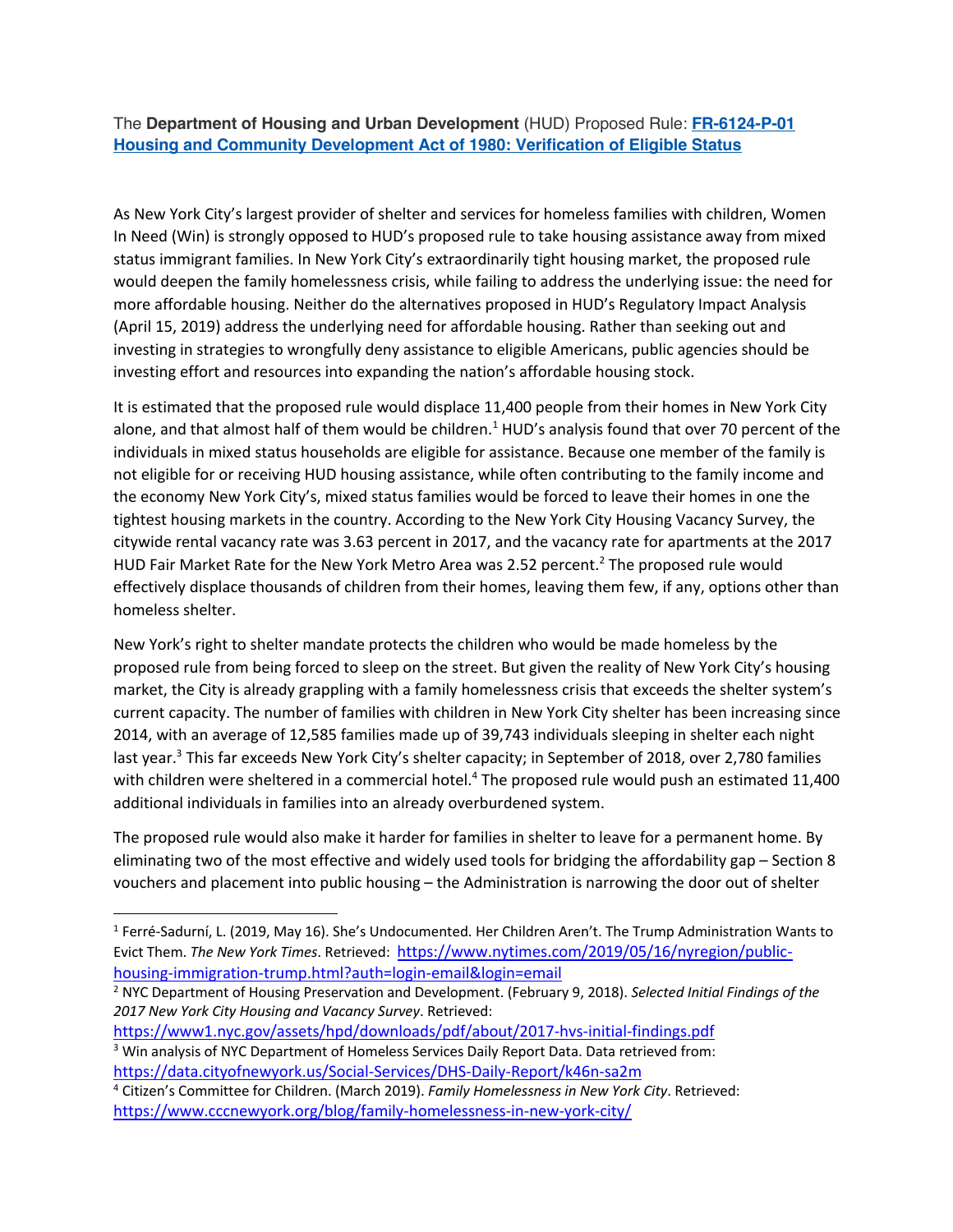The **Department of Housing and Urban Development** (HUD) Proposed Rule: **[FR-6124-P-01 Housing and Community Development Act of 1980: Verification of Eligible Status](#)**

As New York City's largest provider of shelter and services for homeless families with children, Women In Need (Win) is strongly opposed to HUD's proposed rule to take housing assistance away from mixed status immigrant families. In New York City's extraordinarily tight housing market, the proposed rule would deepen the family homelessness crisis, while failing to address the underlying issue: the need for more affordable housing. Neither do the alternatives proposed in HUD's Regulatory Impact Analysis (April 15, 2019) address the underlying need for affordable housing. Rather than seeking out and investing in strategies to wrongfully deny assistance to eligible Americans, public agencies should be investing effort and resources into expanding the nation's affordable housing stock.

It is estimated that the proposed rule would displace 11,400 people from their homes in New York City alone, and that almost half of them would be children.[1] HUD's analysis found that over 70 percent of the individuals in mixed status households are eligible for assistance. Because one member of the family is not eligible for or receiving HUD housing assistance, while often contributing to the family income and the economy New York City's, mixed status families would be forced to leave their homes in one the tightest housing markets in the country. According to the New York City Housing Vacancy Survey, the citywide rental vacancy rate was 3.63 percent in 2017, and the vacancy rate for apartments at the 2017 HUD Fair Market Rate for the New York Metro Area was 2.52 percent.[2] The proposed rule would effectively displace thousands of children from their homes, leaving them few, if any, options other than homeless shelter.

New York's right to shelter mandate protects the children who would be made homeless by the proposed rule from being forced to sleep on the street. But given the reality of New York City's housing market, the City is already grappling with a family homelessness crisis that exceeds the shelter system's current capacity. The number of families with children in New York City shelter has been increasing since 2014, with an average of 12,585 families made up of 39,743 individuals sleeping in shelter each night last year.[3] This far exceeds New York City's shelter capacity; in September of 2018, over 2,780 families with children were sheltered in a commercial hotel.[4] The proposed rule would push an estimated 11,400 additional individuals in families into an already overburdened system.

The proposed rule would also make it harder for families in shelter to leave for a permanent home. By eliminating two of the most effective and widely used tools for bridging the affordability gap – Section 8 vouchers and placement into public housing – the Administration is narrowing the door out of shelter

---

[1] Ferré-Sadurní, L. (2019, May 16). She's Undocumented. Her Children Aren't. The Trump Administration Wants to Evict Them. *The New York Times*. Retrieved: https://www.nytimes.com/2019/05/16/nyregion/public-housing-immigration-trump.html?auth=login-email&login=email

[2] NYC Department of Housing Preservation and Development. (February 9, 2018). *Selected Initial Findings of the 2017 New York City Housing and Vacancy Survey*. Retrieved: https://www1.nyc.gov/assets/hpd/downloads/pdf/about/2017-hvs-initial-findings.pdf

[3] Win analysis of NYC Department of Homeless Services Daily Report Data. Data retrieved from: https://data.cityofnewyork.us/Social-Services/DHS-Daily-Report/k46n-sa2m

[4] Citizen's Committee for Children. (March 2019). *Family Homelessness in New York City*. Retrieved: https://www.cccnewyork.org/blog/family-homelessness-in-new-york-city/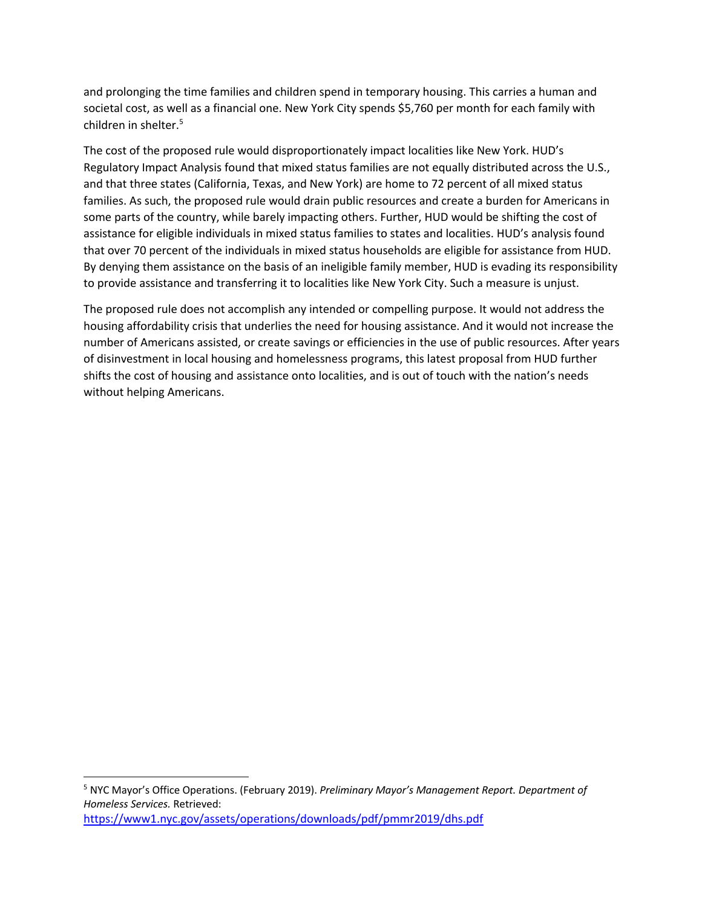and prolonging the time families and children spend in temporary housing. This carries a human and societal cost, as well as a financial one. New York City spends $5,760 per month for each family with children in shelter.[5]

The cost of the proposed rule would disproportionately impact localities like New York. HUD's Regulatory Impact Analysis found that mixed status families are not equally distributed across the U.S., and that three states (California, Texas, and New York) are home to 72 percent of all mixed status families. As such, the proposed rule would drain public resources and create a burden for Americans in some parts of the country, while barely impacting others. Further, HUD would be shifting the cost of assistance for eligible individuals in mixed status families to states and localities. HUD's analysis found that over 70 percent of the individuals in mixed status households are eligible for assistance from HUD. By denying them assistance on the basis of an ineligible family member, HUD is evading its responsibility to provide assistance and transferring it to localities like New York City. Such a measure is unjust.

The proposed rule does not accomplish any intended or compelling purpose. It would not address the housing affordability crisis that underlies the need for housing assistance. And it would not increase the number of Americans assisted, or create savings or efficiencies in the use of public resources. After years of disinvestment in local housing and homelessness programs, this latest proposal from HUD further shifts the cost of housing and assistance onto localities, and is out of touch with the nation's needs without helping Americans.

---

[5] NYC Mayor's Office Operations. (February 2019). *Preliminary Mayor's Management Report. Department of Homeless Services.* Retrieved: https://www1.nyc.gov/assets/operations/downloads/pdf/pmmr2019/dhs.pdf